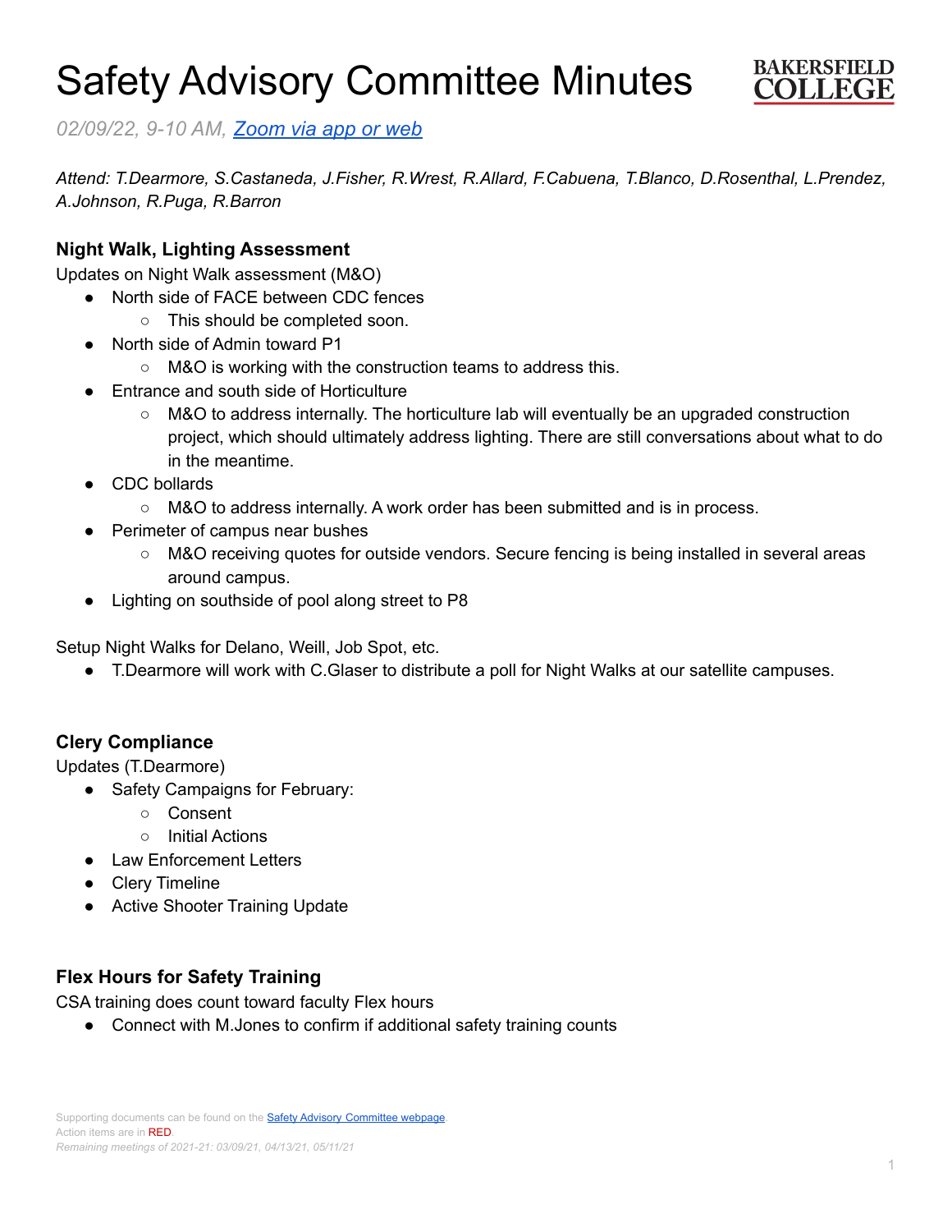# Safety Advisory Committee Minutes

BAKERSFIELD COLLEGE

*02/09/22, 9-10 AM, [Zoom via app or web]()*

*Attend: T.Dearmore, S.Castaneda, J.Fisher, R.Wrest, R.Allard, F.Cabuena, T.Blanco, D.Rosenthal, L.Prendez, A.Johnson, R.Puga, R.Barron*

### Night Walk, Lighting Assessment

Updates on Night Walk assessment (M&O)

- North side of FACE between CDC fences
  - This should be completed soon.
- North side of Admin toward P1
  - M&O is working with the construction teams to address this.
- Entrance and south side of Horticulture
  - M&O to address internally. The horticulture lab will eventually be an upgraded construction project, which should ultimately address lighting. There are still conversations about what to do in the meantime.
- CDC bollards
  - M&O to address internally. A work order has been submitted and is in process.
- Perimeter of campus near bushes
  - M&O receiving quotes for outside vendors. Secure fencing is being installed in several areas around campus.
- Lighting on southside of pool along street to P8

Setup Night Walks for Delano, Weill, Job Spot, etc.

- T.Dearmore will work with C.Glaser to distribute a poll for Night Walks at our satellite campuses.

### Clery Compliance

Updates (T.Dearmore)

- Safety Campaigns for February:
  - Consent
  - Initial Actions
- Law Enforcement Letters
- Clery Timeline
- Active Shooter Training Update

### Flex Hours for Safety Training

CSA training does count toward faculty Flex hours

- Connect with M.Jones to confirm if additional safety training counts

Supporting documents can be found on the [Safety Advisory Committee webpage]().
Action items are in RED.
*Remaining meetings of 2021-21: 03/09/21, 04/13/21, 05/11/21*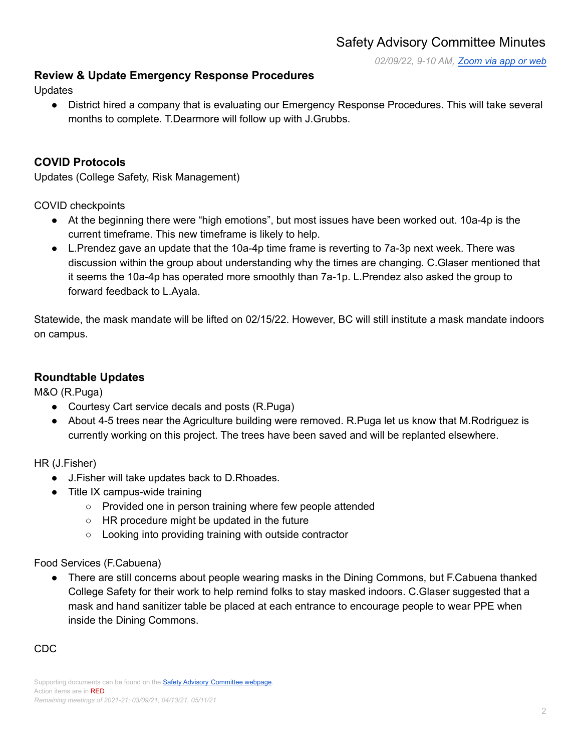02/09/22, 9-10 AM, [Zoom via app or web](#)

### Review & Update Emergency Response Procedures

Updates

- District hired a company that is evaluating our Emergency Response Procedures. This will take several months to complete. T.Dearmore will follow up with J.Grubbs.

### COVID Protocols

Updates (College Safety, Risk Management)

COVID checkpoints

- At the beginning there were "high emotions", but most issues have been worked out. 10a-4p is the current timeframe. This new timeframe is likely to help.
- L.Prendez gave an update that the 10a-4p time frame is reverting to 7a-3p next week. There was discussion within the group about understanding why the times are changing. C.Glaser mentioned that it seems the 10a-4p has operated more smoothly than 7a-1p. L.Prendez also asked the group to forward feedback to L.Ayala.

Statewide, the mask mandate will be lifted on 02/15/22. However, BC will still institute a mask mandate indoors on campus.

### Roundtable Updates

M&O (R.Puga)

- Courtesy Cart service decals and posts (R.Puga)
- About 4-5 trees near the Agriculture building were removed. R.Puga let us know that M.Rodriguez is currently working on this project. The trees have been saved and will be replanted elsewhere.

HR (J.Fisher)

- J.Fisher will take updates back to D.Rhoades.
- Title IX campus-wide training
    - Provided one in person training where few people attended
    - HR procedure might be updated in the future
    - Looking into providing training with outside contractor

Food Services (F.Cabuena)

- There are still concerns about people wearing masks in the Dining Commons, but F.Cabuena thanked College Safety for their work to help remind folks to stay masked indoors. C.Glaser suggested that a mask and hand sanitizer table be placed at each entrance to encourage people to wear PPE when inside the Dining Commons.

CDC

Supporting documents can be found on the [Safety Advisory Committee webpage](#).
Action items are in RED.
*Remaining meetings of 2021-21: 03/09/21, 04/13/21, 05/11/21*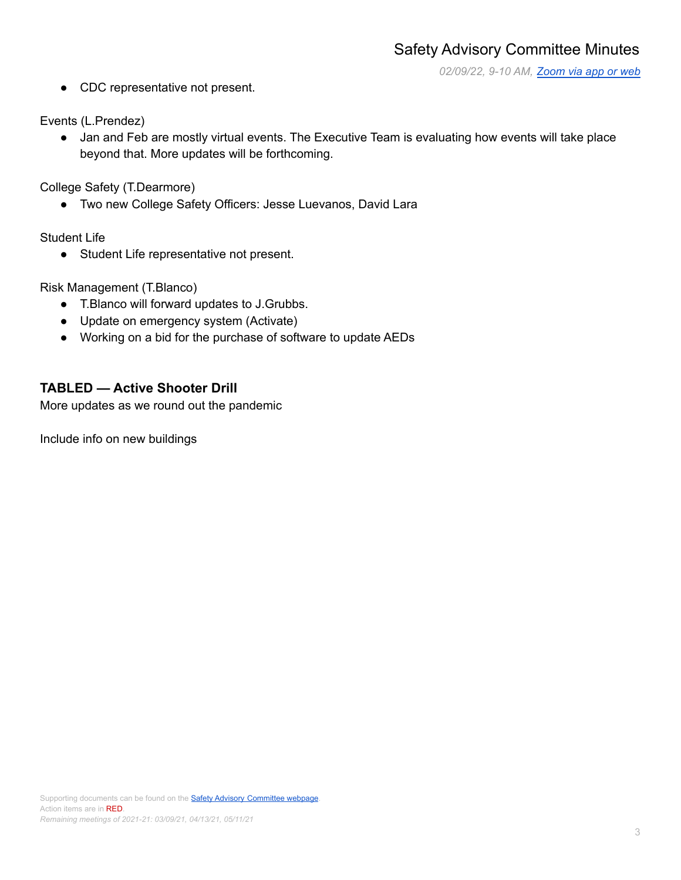- CDC representative not present.

Events (L.Prendez)

- Jan and Feb are mostly virtual events. The Executive Team is evaluating how events will take place beyond that. More updates will be forthcoming.

College Safety (T.Dearmore)

- Two new College Safety Officers: Jesse Luevanos, David Lara

Student Life

- Student Life representative not present.

Risk Management (T.Blanco)

- T.Blanco will forward updates to J.Grubbs.
- Update on emergency system (Activate)
- Working on a bid for the purchase of software to update AEDs

### TABLED — Active Shooter Drill

More updates as we round out the pandemic

Include info on new buildings

Supporting documents can be found on the [Safety Advisory Committee webpage](#).
Action items are in RED.
*Remaining meetings of 2021-21: 03/09/21, 04/13/21, 05/11/21*